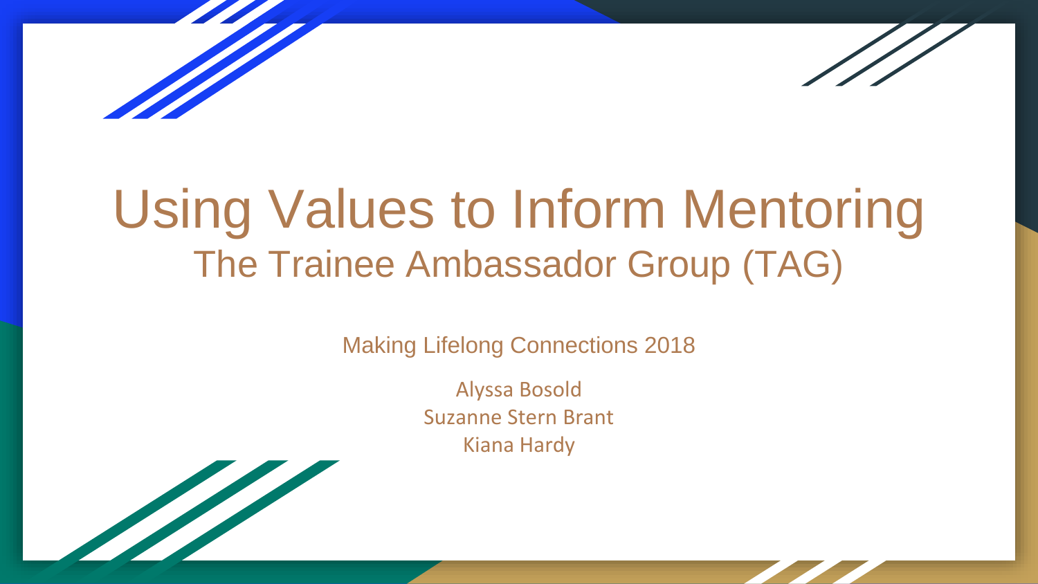# Using Values to Inform Mentoring

## The Trainee Ambassador Group (TAG)

Making Lifelong Connections 2018

Alyssa Bosold
Suzanne Stern Brant
Kiana Hardy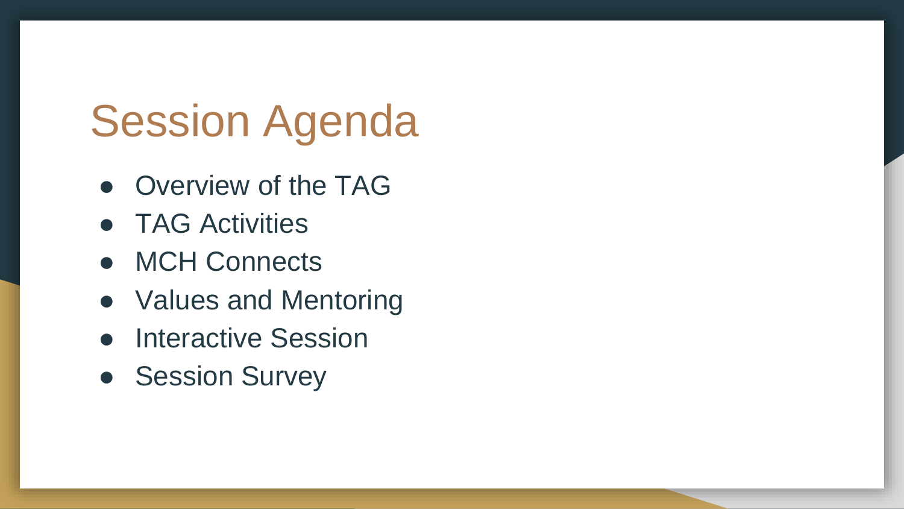# Session Agenda

- Overview of the TAG
- TAG Activities
- MCH Connects
- Values and Mentoring
- Interactive Session
- Session Survey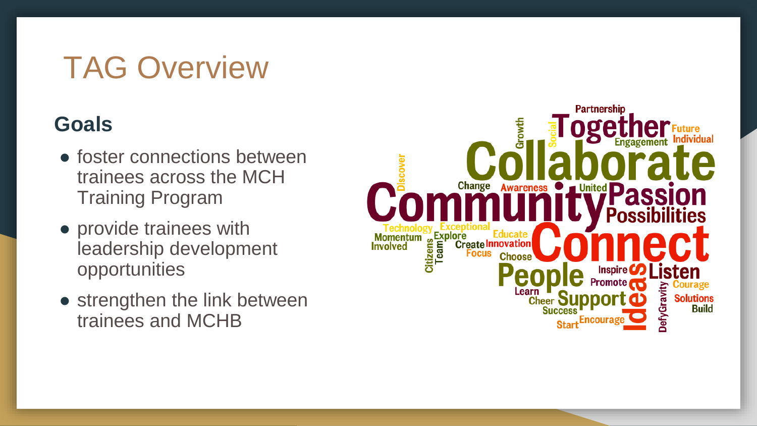# TAG Overview

## Goals

- foster connections between trainees across the MCH Training Program
- provide trainees with leadership development opportunities
- strengthen the link between trainees and MCHB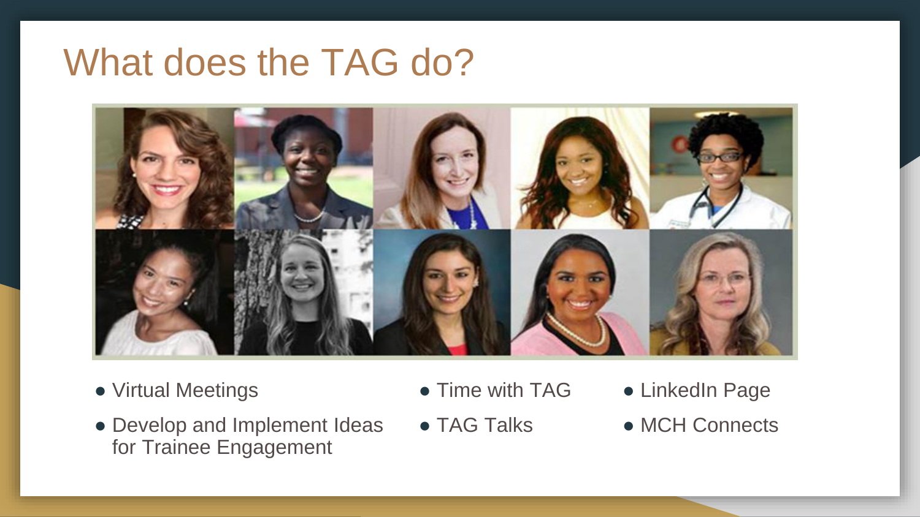# What does the TAG do?

- Virtual Meetings
- Develop and Implement Ideas for Trainee Engagement
- Time with TAG
- TAG Talks
- LinkedIn Page
- MCH Connects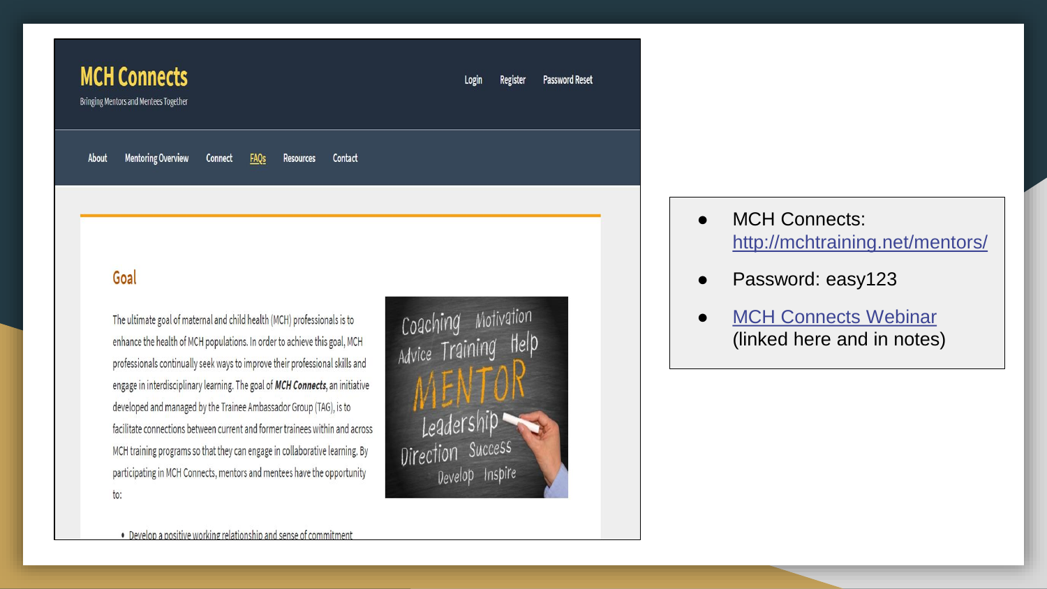MCH Connects
Bringing Mentors and Mentees Together

Login Register Password Reset

About Mentoring Overview Connect FAQs Resources Contact

## Goal

The ultimate goal of maternal and child health (MCH) professionals is to enhance the health of MCH populations. In order to achieve this goal, MCH professionals continually seek ways to improve their professional skills and engage in interdisciplinary learning. The goal of ***MCH Connects***, an initiative developed and managed by the Trainee Ambassador Group (TAG), is to facilitate connections between current and former trainees within and across MCH training programs so that they can engage in collaborative learning. By participating in MCH Connects, mentors and mentees have the opportunity to:

- Develop a positive working relationship and sense of commitment

---

- MCH Connects: http://mchtraining.net/mentors/
- Password: easy123
- MCH Connects Webinar (linked here and in notes)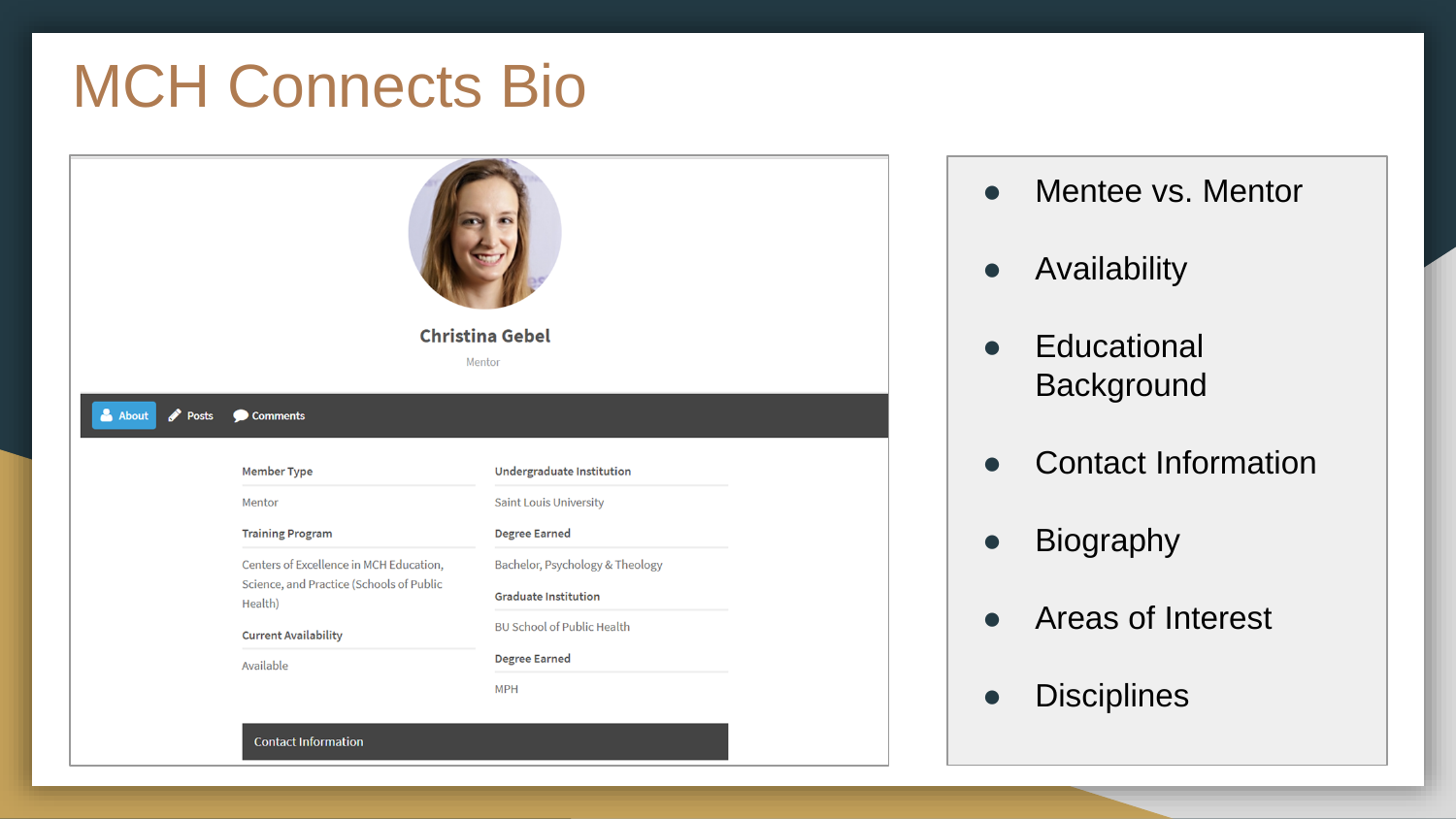# MCH Connects Bio

**Christina Gebel**

Mentor

About | Posts | Comments

| Member Type | Undergraduate Institution |
| --- | --- |
| Mentor | Saint Louis University |

**Member Type**
Mentor

**Training Program**
Centers of Excellence in MCH Education, Science, and Practice (Schools of Public Health)

**Current Availability**
Available

**Undergraduate Institution**
Saint Louis University

**Degree Earned**
Bachelor, Psychology & Theology

**Graduate Institution**
BU School of Public Health

**Degree Earned**
MPH

**Contact Information**

- Mentee vs. Mentor
- Availability
- Educational Background
- Contact Information
- Biography
- Areas of Interest
- Disciplines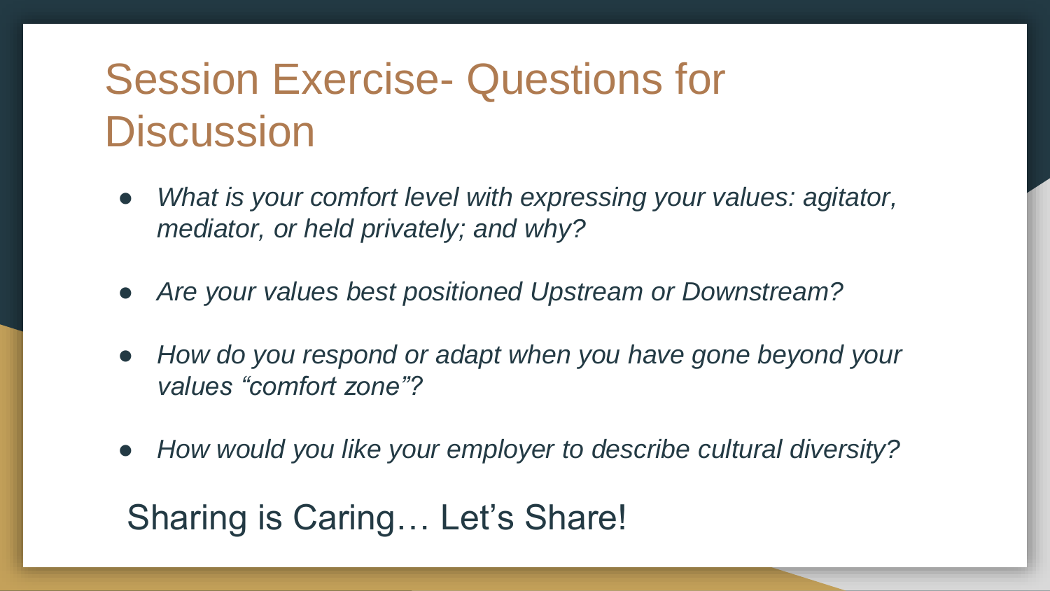# Session Exercise- Questions for Discussion

- *What is your comfort level with expressing your values: agitator, mediator, or held privately; and why?*
- *Are your values best positioned Upstream or Downstream?*
- *How do you respond or adapt when you have gone beyond your values "comfort zone"?*
- *How would you like your employer to describe cultural diversity?*

Sharing is Caring… Let's Share!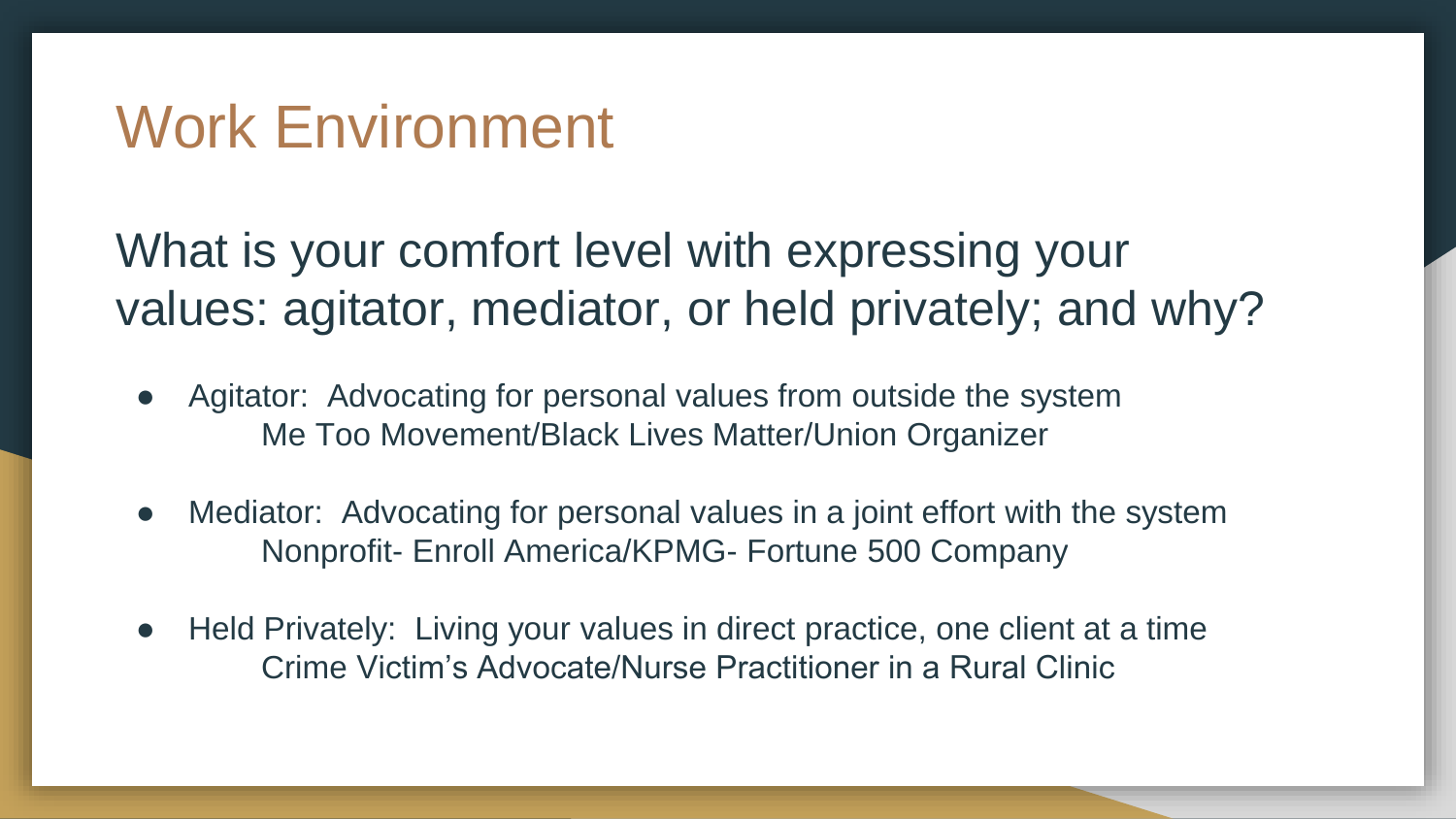# Work Environment

## What is your comfort level with expressing your values: agitator, mediator, or held privately; and why?

- Agitator: Advocating for personal values from outside the system
  Me Too Movement/Black Lives Matter/Union Organizer
- Mediator: Advocating for personal values in a joint effort with the system
  Nonprofit- Enroll America/KPMG- Fortune 500 Company
- Held Privately: Living your values in direct practice, one client at a time
  Crime Victim's Advocate/Nurse Practitioner in a Rural Clinic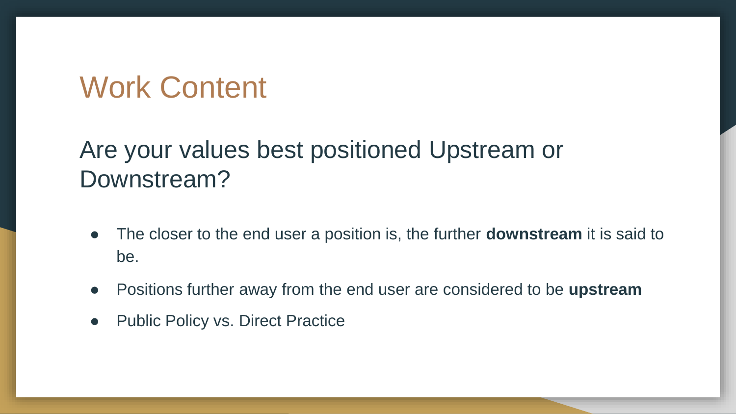# Work Content

## Are your values best positioned Upstream or Downstream?

- The closer to the end user a position is, the further **downstream** it is said to be.
- Positions further away from the end user are considered to be **upstream**
- Public Policy vs. Direct Practice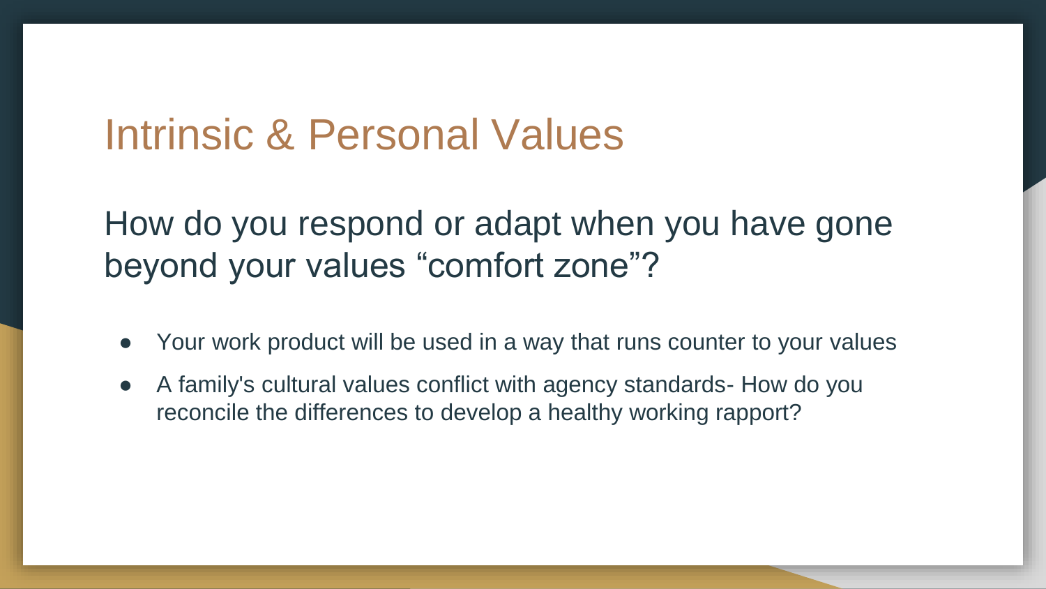# Intrinsic & Personal Values

## How do you respond or adapt when you have gone beyond your values “comfort zone”?

- Your work product will be used in a way that runs counter to your values
- A family's cultural values conflict with agency standards- How do you reconcile the differences to develop a healthy working rapport?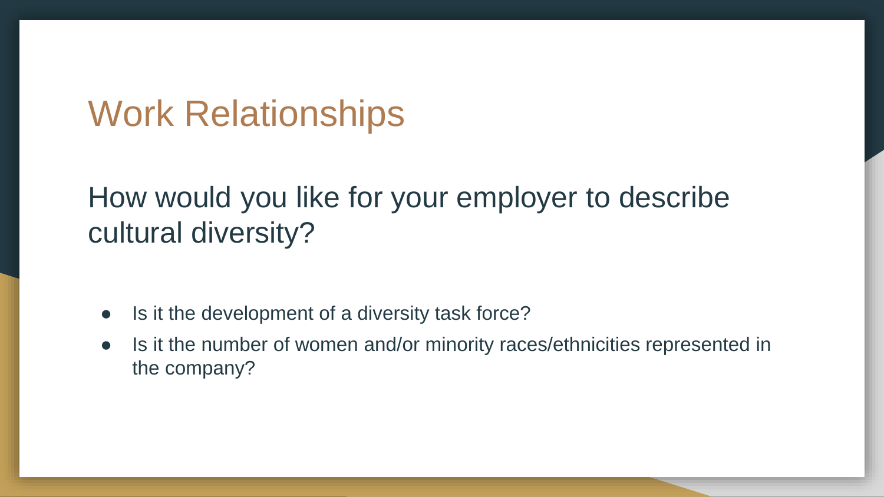# Work Relationships

How would you like for your employer to describe cultural diversity?

- Is it the development of a diversity task force?
- Is it the number of women and/or minority races/ethnicities represented in the company?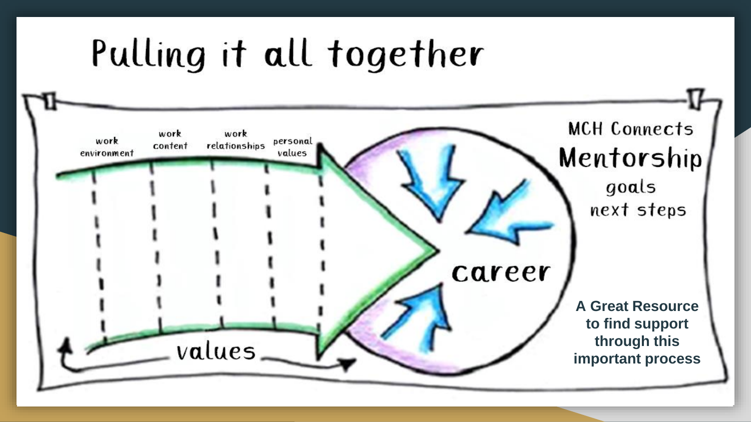# Pulling it all together

work environment

work content

work relationships

personal values

values

career

MCH Connects

Mentorship

goals

next steps

**A Great Resource to find support through this important process**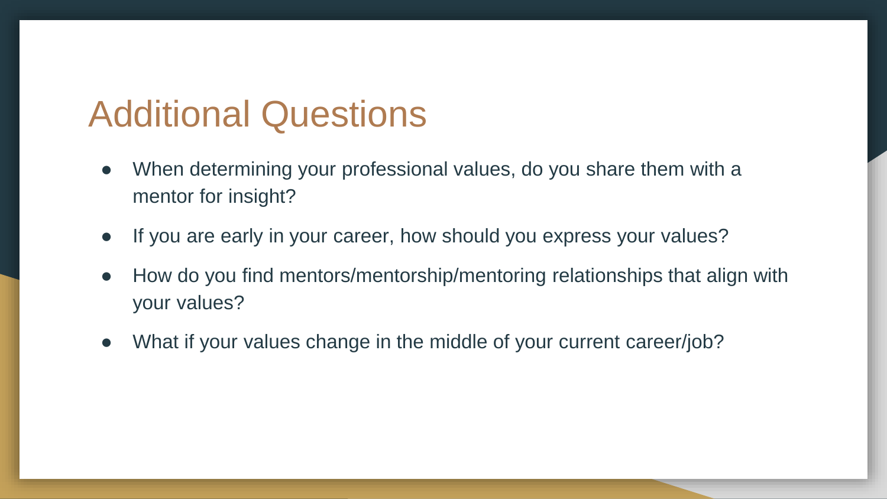# Additional Questions

- When determining your professional values, do you share them with a mentor for insight?
- If you are early in your career, how should you express your values?
- How do you find mentors/mentorship/mentoring relationships that align with your values?
- What if your values change in the middle of your current career/job?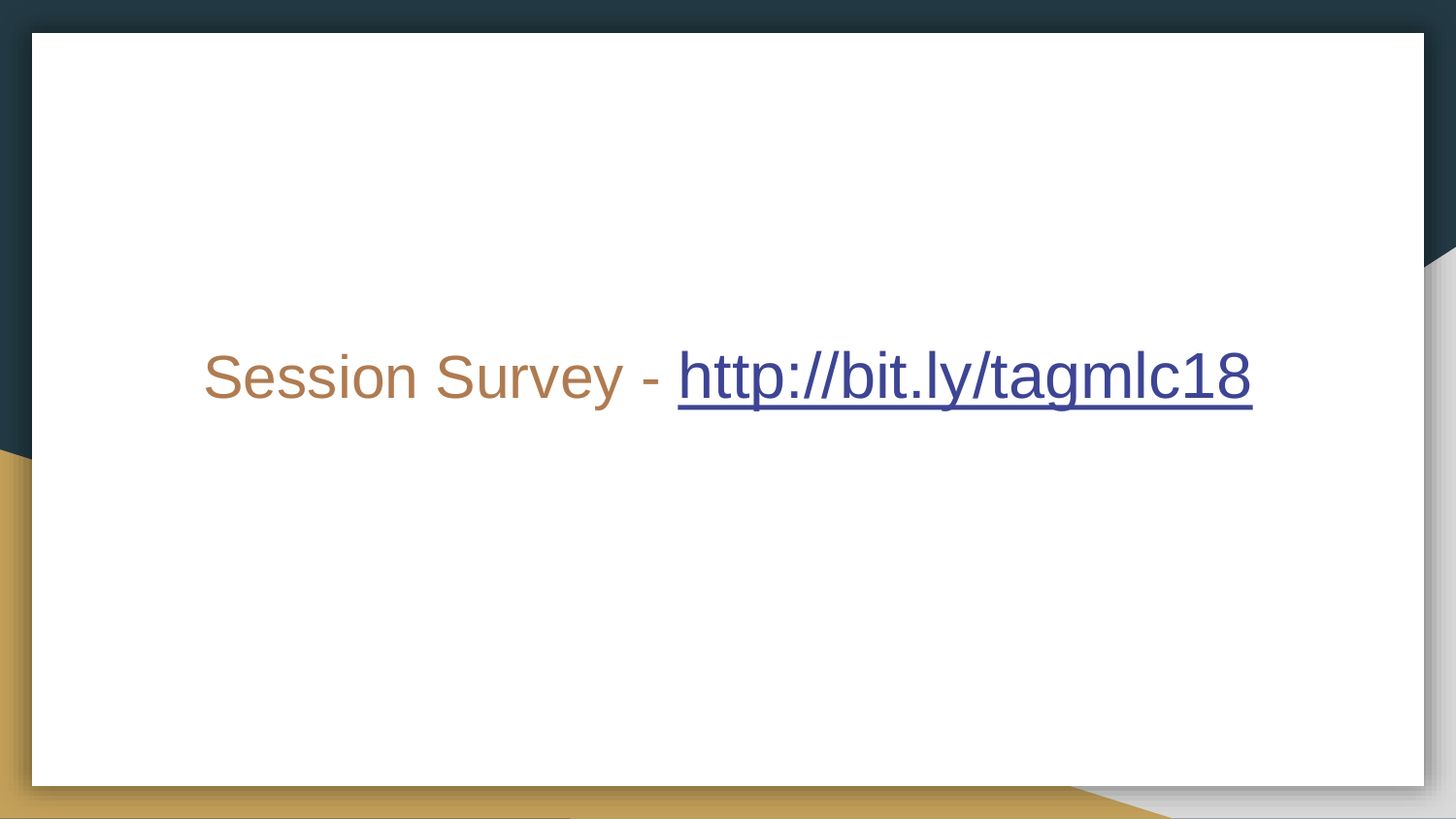Session Survey - [http://bit.ly/tagmlc18](http://bit.ly/tagmlc18)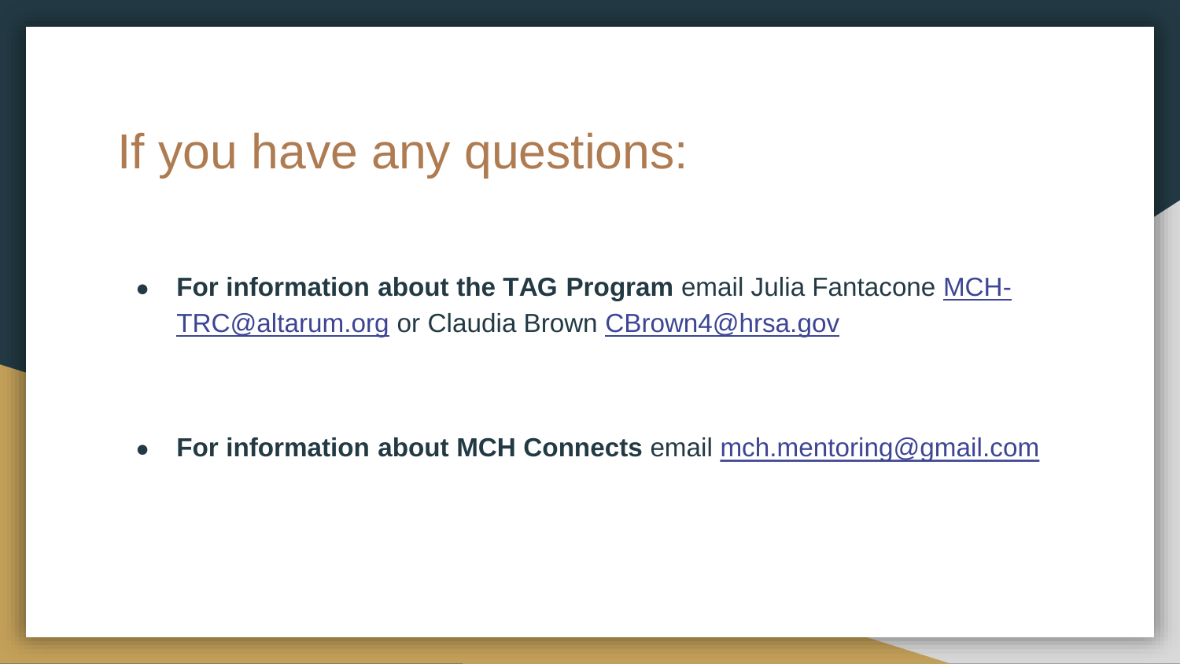# If you have any questions:

- **For information about the TAG Program** email Julia Fantacone MCH-TRC@altarum.org or Claudia Brown CBrown4@hrsa.gov

- **For information about MCH Connects** email mch.mentoring@gmail.com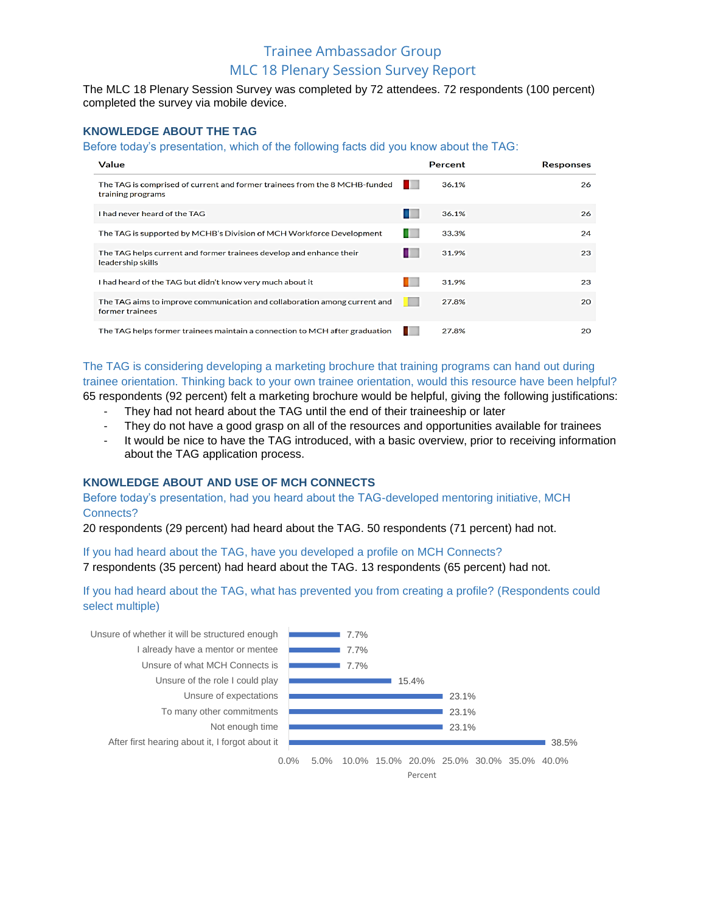# Trainee Ambassador Group

## MLC 18 Plenary Session Survey Report

The MLC 18 Plenary Session Survey was completed by 72 attendees. 72 respondents (100 percent) completed the survey via mobile device.

### KNOWLEDGE ABOUT THE TAG

Before today's presentation, which of the following facts did you know about the TAG:

| Value | Percent | Responses |
|---|---|---|
| The TAG is comprised of current and former trainees from the 8 MCHB-funded training programs | 36.1% | 26 |
| I had never heard of the TAG | 36.1% | 26 |
| The TAG is supported by MCHB's Division of MCH Workforce Development | 33.3% | 24 |
| The TAG helps current and former trainees develop and enhance their leadership skills | 31.9% | 23 |
| I had heard of the TAG but didn't know very much about it | 31.9% | 23 |
| The TAG aims to improve communication and collaboration among current and former trainees | 27.8% | 20 |
| The TAG helps former trainees maintain a connection to MCH after graduation | 27.8% | 20 |

The TAG is considering developing a marketing brochure that training programs can hand out during trainee orientation. Thinking back to your own trainee orientation, would this resource have been helpful?

65 respondents (92 percent) felt a marketing brochure would be helpful, giving the following justifications:

- They had not heard about the TAG until the end of their traineeship or later
- They do not have a good grasp on all of the resources and opportunities available for trainees
- It would be nice to have the TAG introduced, with a basic overview, prior to receiving information about the TAG application process.

### KNOWLEDGE ABOUT AND USE OF MCH CONNECTS

Before today's presentation, had you heard about the TAG-developed mentoring initiative, MCH Connects?

20 respondents (29 percent) had heard about the TAG. 50 respondents (71 percent) had not.

If you had heard about the TAG, have you developed a profile on MCH Connects?

7 respondents (35 percent) had heard about the TAG. 13 respondents (65 percent) had not.

If you had heard about the TAG, what has prevented you from creating a profile? (Respondents could select multiple)

| Reason | Percent |
|---|---|
| Unsure of whether it will be structured enough | 7.7% |
| I already have a mentor or mentee | 7.7% |
| Unsure of what MCH Connects is | 7.7% |
| Unsure of the role I could play | 15.4% |
| Unsure of expectations | 23.1% |
| To many other commitments | 23.1% |
| Not enough time | 23.1% |
| After first hearing about it, I forgot about it | 38.5% |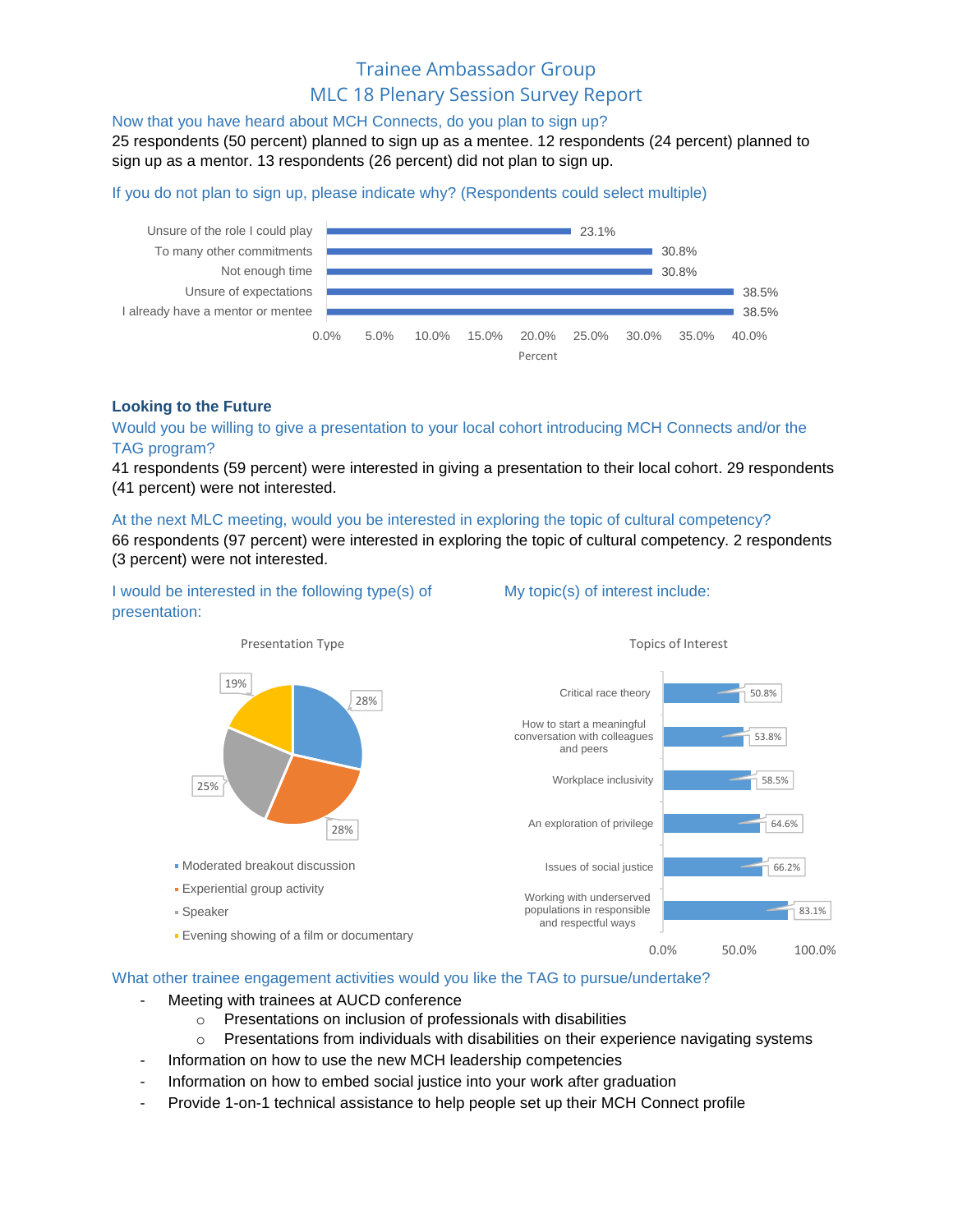# Trainee Ambassador Group
# MLC 18 Plenary Session Survey Report

### Now that you have heard about MCH Connects, do you plan to sign up?

25 respondents (50 percent) planned to sign up as a mentee. 12 respondents (24 percent) planned to sign up as a mentor. 13 respondents (26 percent) did not plan to sign up.

### If you do not plan to sign up, please indicate why? (Respondents could select multiple)

Unsure of the role I could play 23.1%
To many other commitments 30.8%
Not enough time 30.8%
Unsure of expectations 38.5%
I already have a mentor or mentee 38.5%

0.0% 5.0% 10.0% 15.0% 20.0% 25.0% 30.0% 35.0% 40.0%
Percent

## Looking to the Future

### Would you be willing to give a presentation to your local cohort introducing MCH Connects and/or the TAG program?

41 respondents (59 percent) were interested in giving a presentation to their local cohort. 29 respondents (41 percent) were not interested.

### At the next MLC meeting, would you be interested in exploring the topic of cultural competency?

66 respondents (97 percent) were interested in exploring the topic of cultural competency. 2 respondents (3 percent) were not interested.

### I would be interested in the following type(s) of presentation:

Presentation Type

28% 28% 25% 19%

- Moderated breakout discussion
- Experiential group activity
- Speaker
- Evening showing of a film or documentary

### My topic(s) of interest include:

Topics of Interest

Critical race theory 50.8%
How to start a meaningful conversation with colleagues and peers 53.8%
Workplace inclusivity 58.5%
An exploration of privilege 64.6%
Issues of social justice 66.2%
Working with underserved populations in responsible and respectful ways 83.1%

0.0% 50.0% 100.0%

### What other trainee engagement activities would you like the TAG to pursue/undertake?

- Meeting with trainees at AUCD conference
  - Presentations on inclusion of professionals with disabilities
  - Presentations from individuals with disabilities on their experience navigating systems
- Information on how to use the new MCH leadership competencies
- Information on how to embed social justice into your work after graduation
- Provide 1-on-1 technical assistance to help people set up their MCH Connect profile